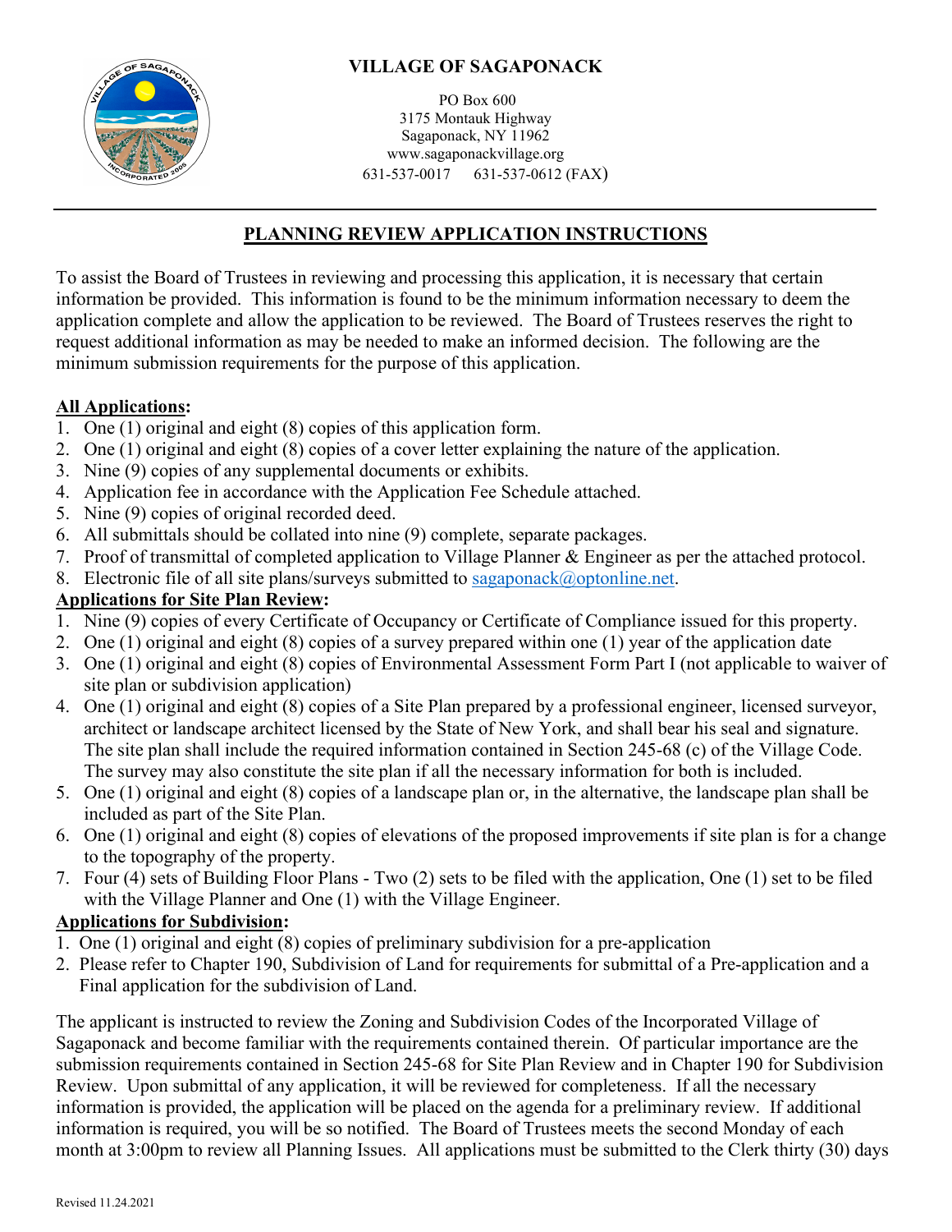# VILLAGE OF SAGAPONACK

PO Box 600
3175 Montauk Highway
Sagaponack, NY 11962
www.sagaponackvillage.org
631-537-0017 631-537-0612 (FAX)

---

## PLANNING REVIEW APPLICATION INSTRUCTIONS

To assist the Board of Trustees in reviewing and processing this application, it is necessary that certain information be provided. This information is found to be the minimum information necessary to deem the application complete and allow the application to be reviewed. The Board of Trustees reserves the right to request additional information as may be needed to make an informed decision. The following are the minimum submission requirements for the purpose of this application.

**All Applications:**

1. One (1) original and eight (8) copies of this application form.
2. One (1) original and eight (8) copies of a cover letter explaining the nature of the application.
3. Nine (9) copies of any supplemental documents or exhibits.
4. Application fee in accordance with the Application Fee Schedule attached.
5. Nine (9) copies of original recorded deed.
6. All submittals should be collated into nine (9) complete, separate packages.
7. Proof of transmittal of completed application to Village Planner & Engineer as per the attached protocol.
8. Electronic file of all site plans/surveys submitted to sagaponack@optonline.net.

**Applications for Site Plan Review:**

1. Nine (9) copies of every Certificate of Occupancy or Certificate of Compliance issued for this property.
2. One (1) original and eight (8) copies of a survey prepared within one (1) year of the application date
3. One (1) original and eight (8) copies of Environmental Assessment Form Part I (not applicable to waiver of site plan or subdivision application)
4. One (1) original and eight (8) copies of a Site Plan prepared by a professional engineer, licensed surveyor, architect or landscape architect licensed by the State of New York, and shall bear his seal and signature. The site plan shall include the required information contained in Section 245-68 (c) of the Village Code. The survey may also constitute the site plan if all the necessary information for both is included.
5. One (1) original and eight (8) copies of a landscape plan or, in the alternative, the landscape plan shall be included as part of the Site Plan.
6. One (1) original and eight (8) copies of elevations of the proposed improvements if site plan is for a change to the topography of the property.
7. Four (4) sets of Building Floor Plans - Two (2) sets to be filed with the application, One (1) set to be filed with the Village Planner and One (1) with the Village Engineer.

**Applications for Subdivision:**

1. One (1) original and eight (8) copies of preliminary subdivision for a pre-application
2. Please refer to Chapter 190, Subdivision of Land for requirements for submittal of a Pre-application and a Final application for the subdivision of Land.

The applicant is instructed to review the Zoning and Subdivision Codes of the Incorporated Village of Sagaponack and become familiar with the requirements contained therein. Of particular importance are the submission requirements contained in Section 245-68 for Site Plan Review and in Chapter 190 for Subdivision Review. Upon submittal of any application, it will be reviewed for completeness. If all the necessary information is provided, the application will be placed on the agenda for a preliminary review. If additional information is required, you will be so notified. The Board of Trustees meets the second Monday of each month at 3:00pm to review all Planning Issues. All applications must be submitted to the Clerk thirty (30) days

Revised 11.24.2021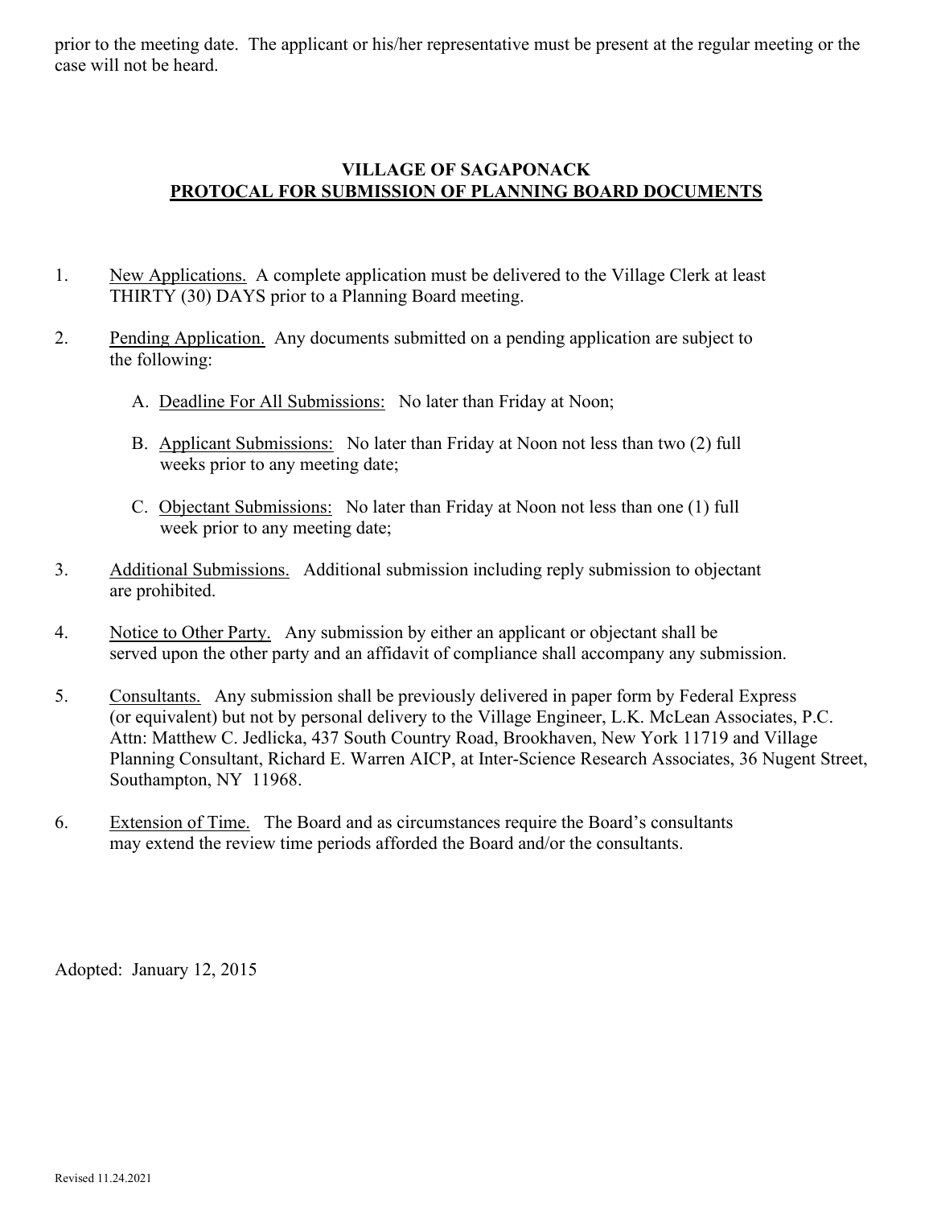prior to the meeting date. The applicant or his/her representative must be present at the regular meeting or the case will not be heard.

## VILLAGE OF SAGAPONACK
## PROTOCAL FOR SUBMISSION OF PLANNING BOARD DOCUMENTS

1. New Applications. A complete application must be delivered to the Village Clerk at least THIRTY (30) DAYS prior to a Planning Board meeting.

2. Pending Application. Any documents submitted on a pending application are subject to the following:

   A. Deadline For All Submissions: No later than Friday at Noon;

   B. Applicant Submissions: No later than Friday at Noon not less than two (2) full weeks prior to any meeting date;

   C. Objectant Submissions: No later than Friday at Noon not less than one (1) full week prior to any meeting date;

3. Additional Submissions. Additional submission including reply submission to objectant are prohibited.

4. Notice to Other Party. Any submission by either an applicant or objectant shall be served upon the other party and an affidavit of compliance shall accompany any submission.

5. Consultants. Any submission shall be previously delivered in paper form by Federal Express (or equivalent) but not by personal delivery to the Village Engineer, L.K. McLean Associates, P.C. Attn: Matthew C. Jedlicka, 437 South Country Road, Brookhaven, New York 11719 and Village Planning Consultant, Richard E. Warren AICP, at Inter-Science Research Associates, 36 Nugent Street, Southampton, NY 11968.

6. Extension of Time. The Board and as circumstances require the Board's consultants may extend the review time periods afforded the Board and/or the consultants.

Adopted: January 12, 2015

Revised 11.24.2021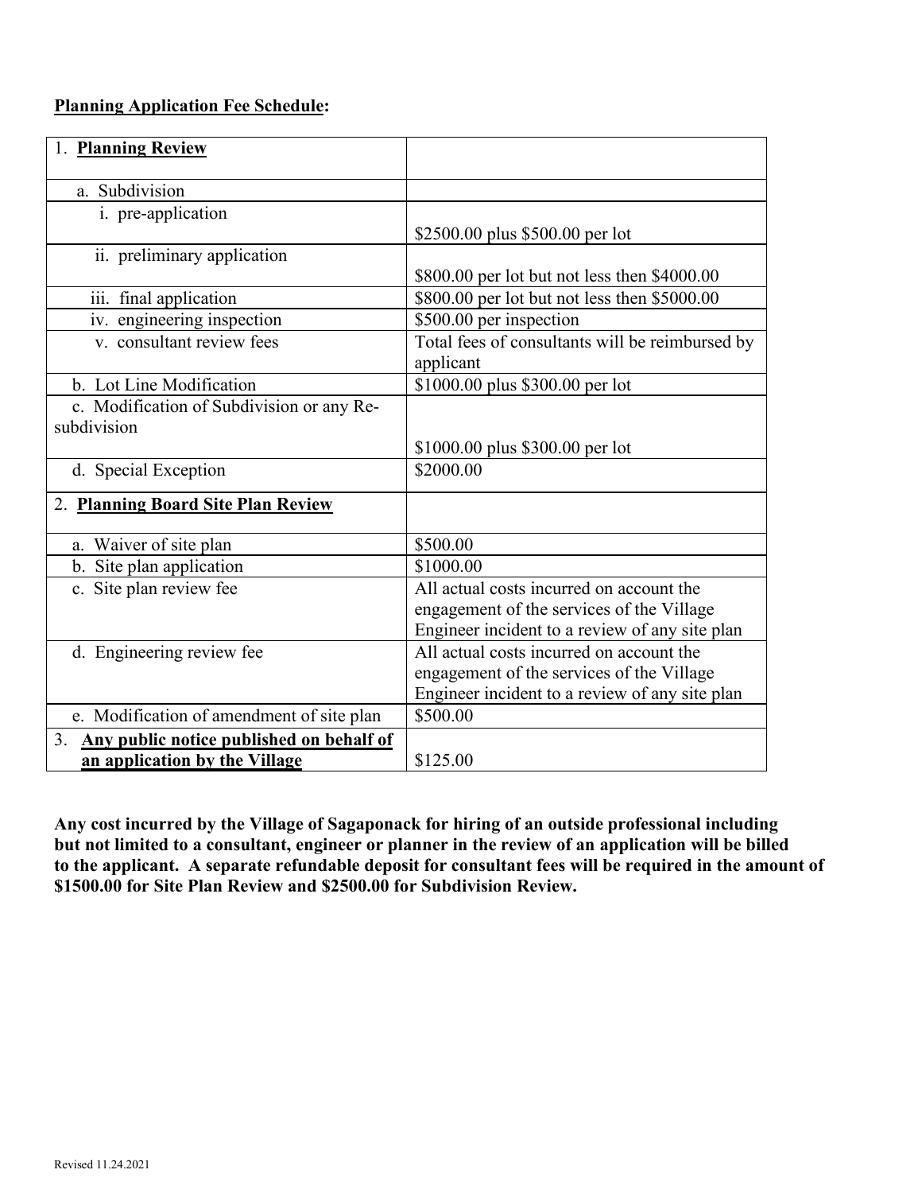**Planning Application Fee Schedule:**

| 1. **Planning Review** | |
|---|---|
| a. Subdivision | |
| i. pre-application | $2500.00 plus $500.00 per lot |
| ii. preliminary application | $800.00 per lot but not less then $4000.00 |
| iii. final application | $800.00 per lot but not less then $5000.00 |
| iv. engineering inspection | $500.00 per inspection |
| v. consultant review fees | Total fees of consultants will be reimbursed by applicant |
| b. Lot Line Modification | $1000.00 plus $300.00 per lot |
| c. Modification of Subdivision or any Re-subdivision | $1000.00 plus $300.00 per lot |
| d. Special Exception | $2000.00 |
| 2. **Planning Board Site Plan Review** | |
| a. Waiver of site plan | $500.00 |
| b. Site plan application | $1000.00 |
| c. Site plan review fee | All actual costs incurred on account the engagement of the services of the Village Engineer incident to a review of any site plan |
| d. Engineering review fee | All actual costs incurred on account the engagement of the services of the Village Engineer incident to a review of any site plan |
| e. Modification of amendment of site plan | $500.00 |
| 3. **Any public notice published on behalf of an application by the Village** | $125.00 |

**Any cost incurred by the Village of Sagaponack for hiring of an outside professional including but not limited to a consultant, engineer or planner in the review of an application will be billed to the applicant. A separate refundable deposit for consultant fees will be required in the amount of $1500.00 for Site Plan Review and $2500.00 for Subdivision Review.**

Revised 11.24.2021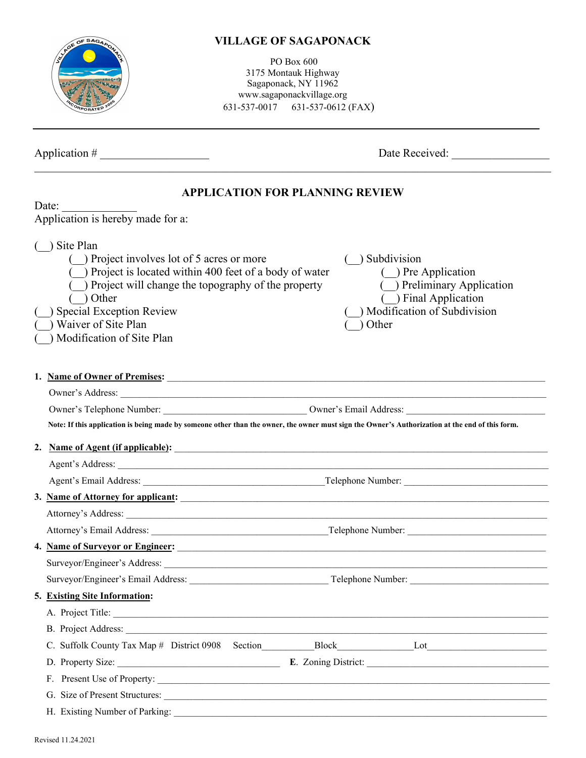# VILLAGE OF SAGAPONACK

PO Box 600
3175 Montauk Highway
Sagaponack, NY 11962
www.sagaponackvillage.org
631-537-0017 631-537-0612 (FAX)

---

Application # ___________________ Date Received: _________________

---

## APPLICATION FOR PLANNING REVIEW

Date: _____________

Application is hereby made for a:

(__) Site Plan
- (__) Project involves lot of 5 acres or more
- (__) Project is located within 400 feet of a body of water
- (__) Project will change the topography of the property
- (__) Other

(__) Special Exception Review

(__) Waiver of Site Plan

(__) Modification of Site Plan

(__) Subdivision
- (__) Pre Application
- (__) Preliminary Application
- (__) Final Application

(__) Modification of Subdivision

(__) Other

1. **Name of Owner of Premises:** ________________________________________________

   Owner's Address: ________________________________________________

   Owner's Telephone Number: ____________________________ Owner's Email Address: ____________________________

   **Note: If this application is being made by someone other than the owner, the owner must sign the Owner's Authorization at the end of this form.**

2. **Name of Agent (if applicable):** ________________________________________________

   Agent's Address: ________________________________________________

   Agent's Email Address: ___________________________________Telephone Number: ____________________________

3. **Name of Attorney for applicant:** ________________________________________________

   Attorney's Address: ________________________________________________

   Attorney's Email Address: __________________________________Telephone Number: ____________________________

4. **Name of Surveyor or Engineer:** ________________________________________________

   Surveyor/Engineer's Address: ________________________________________________

   Surveyor/Engineer's Email Address: ____________________________ Telephone Number: ____________________________

5. **Existing Site Information:**

   A. Project Title: ________________________________________________

   B. Project Address: ________________________________________________

   C. Suffolk County Tax Map # District 0908 Section__________Block_______________Lot________________________

   D. Property Size: __________________________________ **E.** Zoning District: ____________________________________

   F. Present Use of Property: ________________________________________________

   G. Size of Present Structures: ________________________________________________

   H. Existing Number of Parking: ________________________________________________

Revised 11.24.2021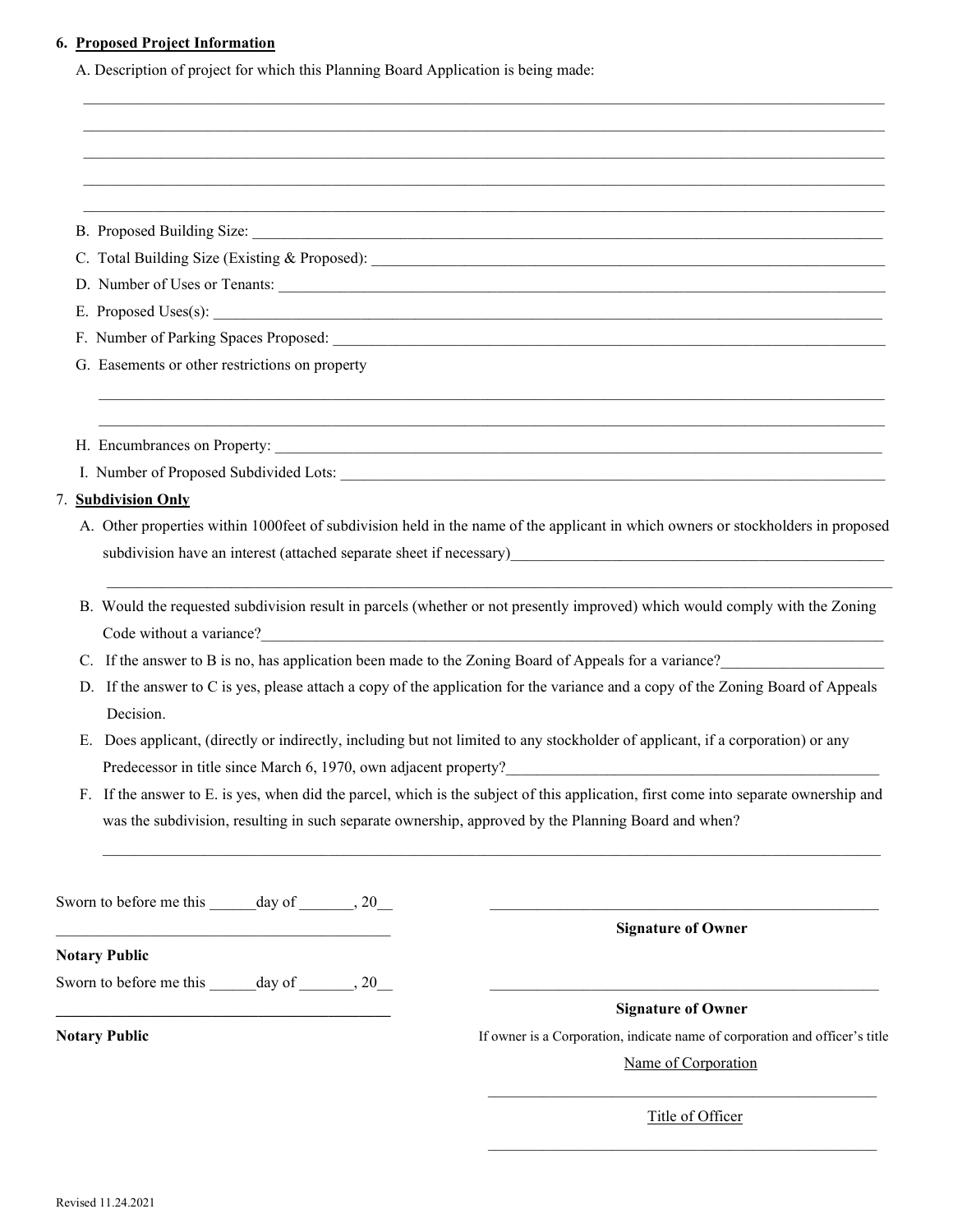6. **Proposed Project Information**

A. Description of project for which this Planning Board Application is being made:

______________________________________________________________________________

______________________________________________________________________________

______________________________________________________________________________

______________________________________________________________________________

______________________________________________________________________________

B. Proposed Building Size: ______________________________________________________

C. Total Building Size (Existing & Proposed): ______________________________________

D. Number of Uses or Tenants: __________________________________________________

E. Proposed Uses(s): _________________________________________________________

F. Number of Parking Spaces Proposed: ___________________________________________

G. Easements or other restrictions on property

______________________________________________________________________________

______________________________________________________________________________

H. Encumbrances on Property: ___________________________________________________

I. Number of Proposed Subdivided Lots: ___________________________________________

7. **Subdivision Only**

A. Other properties within 1000feet of subdivision held in the name of the applicant in which owners or stockholders in proposed subdivision have an interest (attached separate sheet if necessary)______________________________

______________________________________________________________________________

B. Would the requested subdivision result in parcels (whether or not presently improved) which would comply with the Zoning Code without a variance?___________________________________________________

C. If the answer to B is no, has application been made to the Zoning Board of Appeals for a variance?____________

D. If the answer to C is yes, please attach a copy of the application for the variance and a copy of the Zoning Board of Appeals Decision.

E. Does applicant, (directly or indirectly, including but not limited to any stockholder of applicant, if a corporation) or any Predecessor in title since March 6, 1970, own adjacent property?______________________________

F. If the answer to E. is yes, when did the parcel, which is the subject of this application, first come into separate ownership and was the subdivision, resulting in such separate ownership, approved by the Planning Board and when?

______________________________________________________________________________

Sworn to before me this ______day of _______, 20__

_____________________________________________

**Notary Public**

_____________________________________________

**Signature of Owner**

Sworn to before me this ______day of _______, 20__

_____________________________________________

**Notary Public**

_____________________________________________

**Signature of Owner**

If owner is a Corporation, indicate name of corporation and officer's title

Name of Corporation

_____________________________________________

Title of Officer

_____________________________________________

Revised 11.24.2021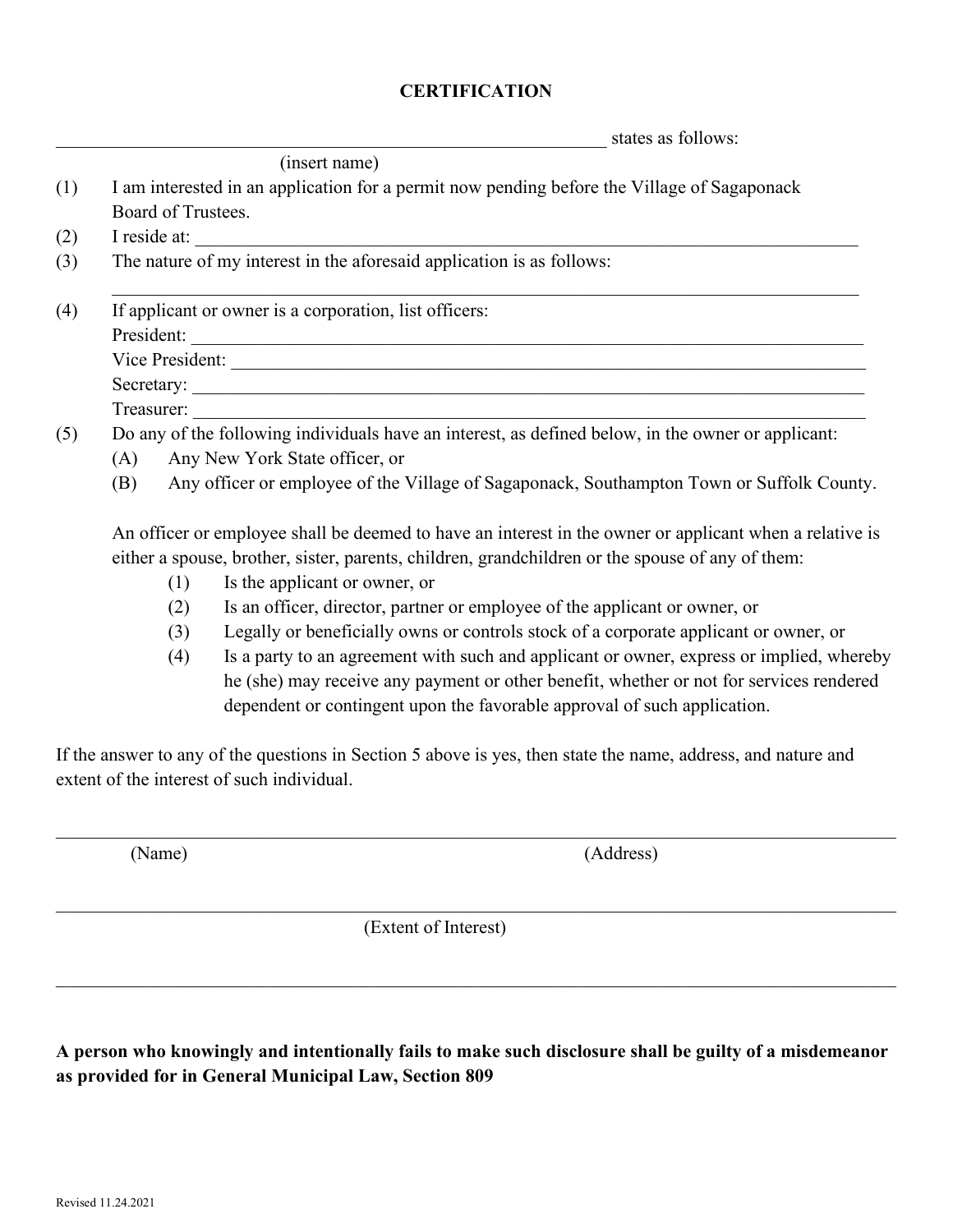# CERTIFICATION

_____________________________________________ states as follows:

(insert name)

(1) I am interested in an application for a permit now pending before the Village of Sagaponack Board of Trustees.

(2) I reside at: _____________________________________________

(3) The nature of my interest in the aforesaid application is as follows:

_____________________________________________

(4) If applicant or owner is a corporation, list officers:

President: _____________________________________________

Vice President: _____________________________________________

Secretary: _____________________________________________

Treasurer: _____________________________________________

(5) Do any of the following individuals have an interest, as defined below, in the owner or applicant:

- (A) Any New York State officer, or
- (B) Any officer or employee of the Village of Sagaponack, Southampton Town or Suffolk County.

An officer or employee shall be deemed to have an interest in the owner or applicant when a relative is either a spouse, brother, sister, parents, children, grandchildren or the spouse of any of them:

- (1) Is the applicant or owner, or
- (2) Is an officer, director, partner or employee of the applicant or owner, or
- (3) Legally or beneficially owns or controls stock of a corporate applicant or owner, or
- (4) Is a party to an agreement with such and applicant or owner, express or implied, whereby he (she) may receive any payment or other benefit, whether or not for services rendered dependent or contingent upon the favorable approval of such application.

If the answer to any of the questions in Section 5 above is yes, then state the name, address, and nature and extent of the interest of such individual.

_____________________________________________

(Name) (Address)

_____________________________________________

(Extent of Interest)

_____________________________________________

**A person who knowingly and intentionally fails to make such disclosure shall be guilty of a misdemeanor as provided for in General Municipal Law, Section 809**

Revised 11.24.2021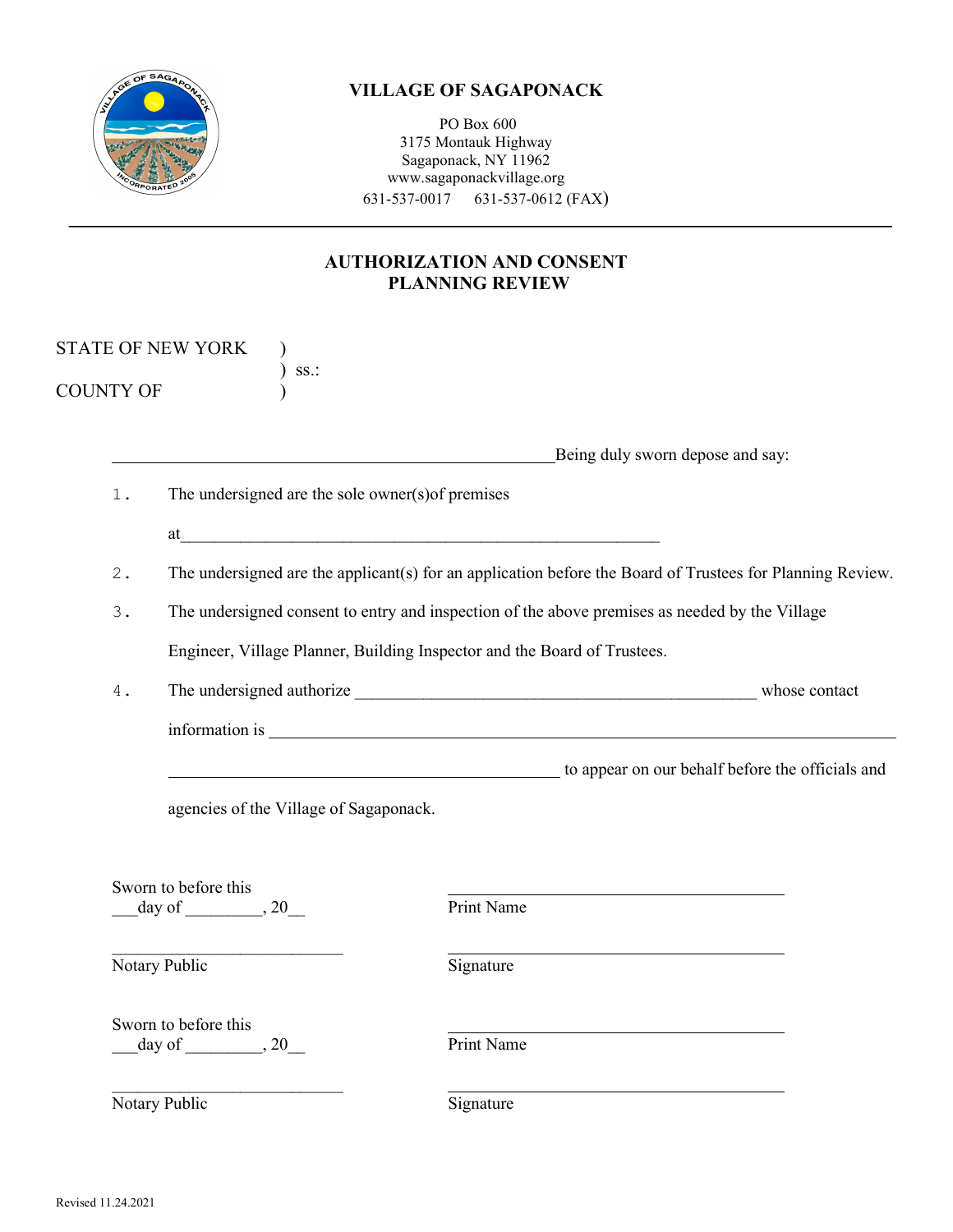# VILLAGE OF SAGAPONACK

PO Box 600
3175 Montauk Highway
Sagaponack, NY 11962
www.sagaponackvillage.org
631-537-0017 631-537-0612 (FAX)

---

## AUTHORIZATION AND CONSENT
## PLANNING REVIEW

STATE OF NEW YORK )
) ss.:
COUNTY OF )

______________________________________________ Being duly sworn depose and say:

1. The undersigned are the sole owner(s)of premises

   at__________________________________________________

2. The undersigned are the applicant(s) for an application before the Board of Trustees for Planning Review.

3. The undersigned consent to entry and inspection of the above premises as needed by the Village Engineer, Village Planner, Building Inspector and the Board of Trustees.

4. The undersigned authorize ________________________________________ whose contact information is ______________________________________________________________

   _________________________________________ to appear on our behalf before the officials and agencies of the Village of Sagaponack.

Sworn to before this
___day of _________, 20__

___________________________
Notary Public

___________________________________
Print Name

___________________________________
Signature

Sworn to before this
___day of _________, 20__

___________________________
Notary Public

___________________________________
Print Name

___________________________________
Signature

Revised 11.24.2021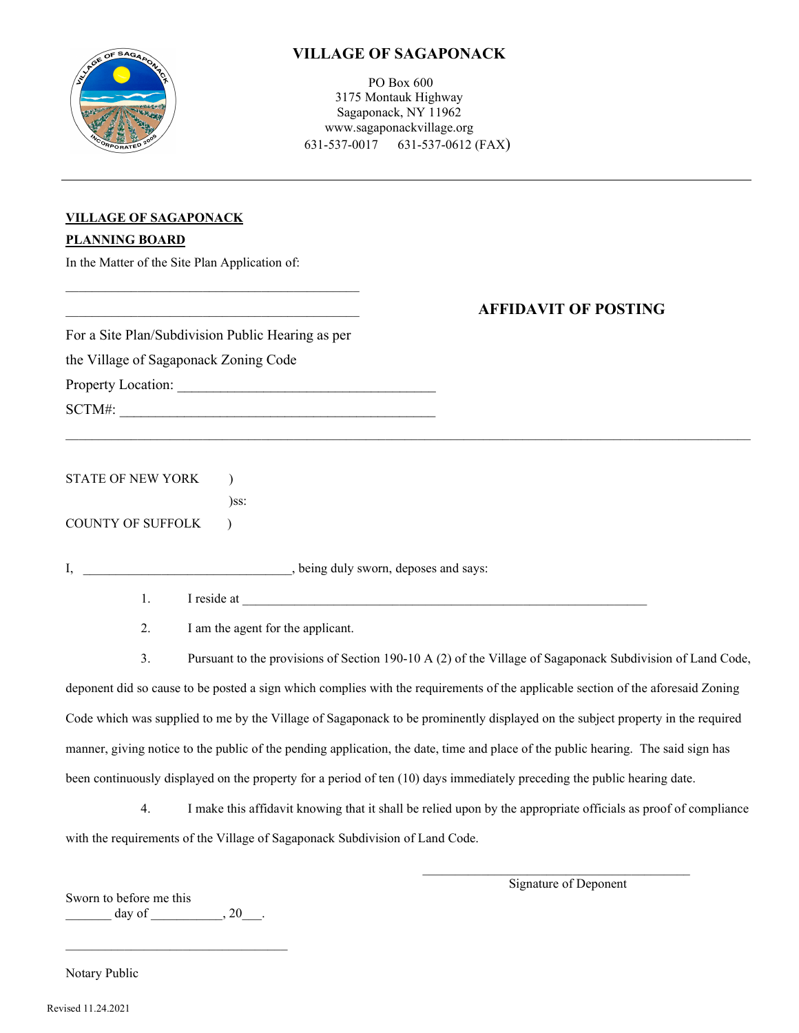# VILLAGE OF SAGAPONACK

PO Box 600
3175 Montauk Highway
Sagaponack, NY 11962
www.sagaponackvillage.org
631-537-0017     631-537-0612 (FAX)

---

**VILLAGE OF SAGAPONACK**
**PLANNING BOARD**

In the Matter of the Site Plan Application of:

\_\_\_\_\_\_\_\_\_\_\_\_\_\_\_\_\_\_\_\_\_\_\_\_\_\_\_\_\_\_\_\_\_\_\_\_\_\_\_\_\_\_

\_\_\_\_\_\_\_\_\_\_\_\_\_\_\_\_\_\_\_\_\_\_\_\_\_\_\_\_\_\_\_\_\_\_\_\_\_\_\_\_\_\_

## AFFIDAVIT OF POSTING

For a Site Plan/Subdivision Public Hearing as per the Village of Sagaponack Zoning Code

Property Location: \_\_\_\_\_\_\_\_\_\_\_\_\_\_\_\_\_\_\_\_\_\_\_\_\_\_\_\_\_\_\_\_\_\_\_\_

SCTM#: \_\_\_\_\_\_\_\_\_\_\_\_\_\_\_\_\_\_\_\_\_\_\_\_\_\_\_\_\_\_\_\_\_\_\_\_\_\_\_\_\_\_\_\_

---

STATE OF NEW YORK )
)ss:
COUNTY OF SUFFOLK )

I, \_\_\_\_\_\_\_\_\_\_\_\_\_\_\_\_\_\_\_\_\_\_\_\_\_\_\_\_\_\_\_\_, being duly sworn, deposes and says:

1. I reside at \_\_\_\_\_\_\_\_\_\_\_\_\_\_\_\_\_\_\_\_\_\_\_\_\_\_\_\_\_\_\_\_\_\_\_\_\_\_\_\_\_\_\_\_\_\_\_\_\_\_\_\_\_\_\_\_\_\_\_\_

2. I am the agent for the applicant.

3. Pursuant to the provisions of Section 190-10 A (2) of the Village of Sagaponack Subdivision of Land Code, deponent did so cause to be posted a sign which complies with the requirements of the applicable section of the aforesaid Zoning Code which was supplied to me by the Village of Sagaponack to be prominently displayed on the subject property in the required manner, giving notice to the public of the pending application, the date, time and place of the public hearing. The said sign has been continuously displayed on the property for a period of ten (10) days immediately preceding the public hearing date.

4. I make this affidavit knowing that it shall be relied upon by the appropriate officials as proof of compliance with the requirements of the Village of Sagaponack Subdivision of Land Code.

\_\_\_\_\_\_\_\_\_\_\_\_\_\_\_\_\_\_\_\_\_\_\_\_\_\_\_\_\_\_\_\_\_\_\_\_\_\_\_\_
Signature of Deponent

Sworn to before me this
\_\_\_\_\_\_\_ day of \_\_\_\_\_\_\_\_\_\_\_, 20\_\_\_.

\_\_\_\_\_\_\_\_\_\_\_\_\_\_\_\_\_\_\_\_\_\_\_\_\_\_\_\_\_\_\_\_\_\_

Notary Public

Revised 11.24.2021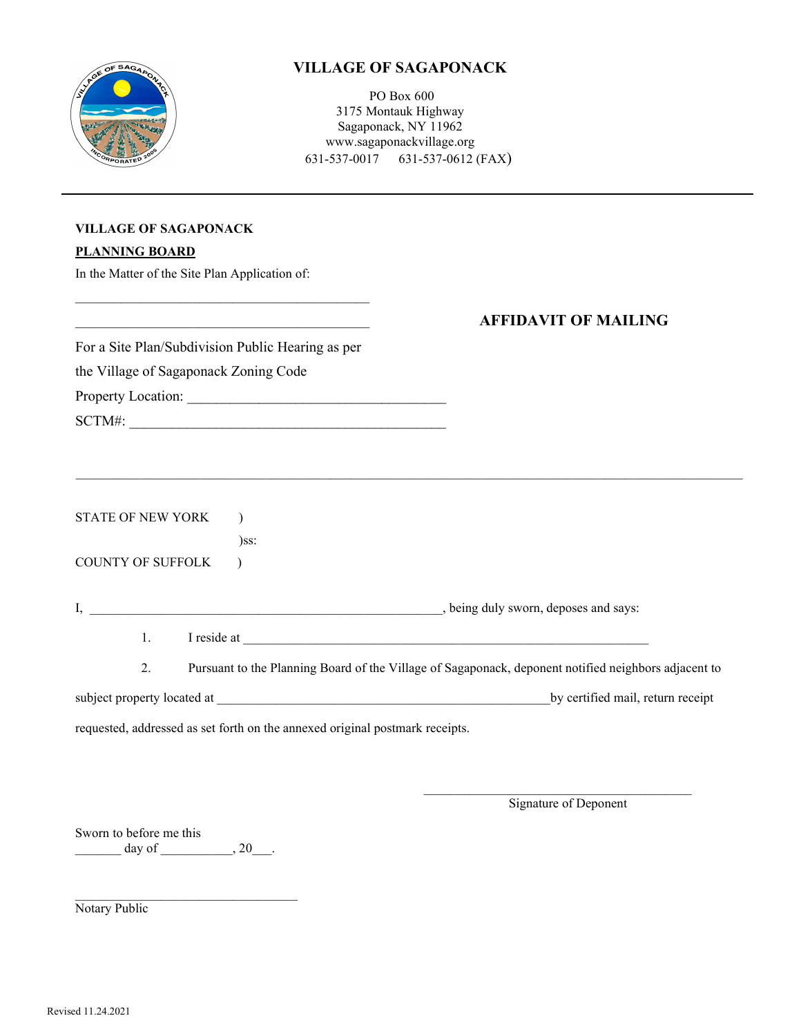# VILLAGE OF SAGAPONACK

PO Box 600
3175 Montauk Highway
Sagaponack, NY 11962
www.sagaponackvillage.org
631-537-0017 631-537-0612 (FAX)

---

**VILLAGE OF SAGAPONACK**

**PLANNING BOARD**

In the Matter of the Site Plan Application of:

\_\_\_\_\_\_\_\_\_\_\_\_\_\_\_\_\_\_\_\_\_\_\_\_\_\_\_\_\_\_\_\_\_\_\_\_\_\_\_\_\_\_

\_\_\_\_\_\_\_\_\_\_\_\_\_\_\_\_\_\_\_\_\_\_\_\_\_\_\_\_\_\_\_\_\_\_\_\_\_\_\_\_\_\_

## AFFIDAVIT OF MAILING

For a Site Plan/Subdivision Public Hearing as per the Village of Sagaponack Zoning Code

Property Location: \_\_\_\_\_\_\_\_\_\_\_\_\_\_\_\_\_\_\_\_\_\_\_\_\_\_\_\_\_\_\_\_\_\_\_\_

SCTM#: \_\_\_\_\_\_\_\_\_\_\_\_\_\_\_\_\_\_\_\_\_\_\_\_\_\_\_\_\_\_\_\_\_\_\_\_\_\_\_\_\_\_\_\_\_

---

STATE OF NEW YORK )
)ss:
COUNTY OF SUFFOLK )

I, \_\_\_\_\_\_\_\_\_\_\_\_\_\_\_\_\_\_\_\_\_\_\_\_\_\_\_\_\_\_\_\_\_\_\_\_\_\_\_\_\_\_\_\_\_\_\_\_\_\_\_\_\_\_, being duly sworn, deposes and says:

1. I reside at \_\_\_\_\_\_\_\_\_\_\_\_\_\_\_\_\_\_\_\_\_\_\_\_\_\_\_\_\_\_\_\_\_\_\_\_\_\_\_\_\_\_\_\_\_\_\_\_\_\_\_\_\_\_\_\_\_\_\_\_\_

2. Pursuant to the Planning Board of the Village of Sagaponack, deponent notified neighbors adjacent to subject property located at \_\_\_\_\_\_\_\_\_\_\_\_\_\_\_\_\_\_\_\_\_\_\_\_\_\_\_\_\_\_\_\_\_\_\_\_\_\_\_\_\_\_\_\_\_\_\_\_\_\_\_by certified mail, return receipt requested, addressed as set forth on the annexed original postmark receipts.

\_\_\_\_\_\_\_\_\_\_\_\_\_\_\_\_\_\_\_\_\_\_\_\_\_\_\_\_\_\_\_\_\_\_\_\_\_\_\_\_\_
Signature of Deponent

Sworn to before me this
\_\_\_\_\_\_\_ day of \_\_\_\_\_\_\_\_\_\_\_, 20\_\_\_.

\_\_\_\_\_\_\_\_\_\_\_\_\_\_\_\_\_\_\_\_\_\_\_\_\_\_\_\_\_\_\_\_\_\_\_\_
Notary Public

Revised 11.24.2021